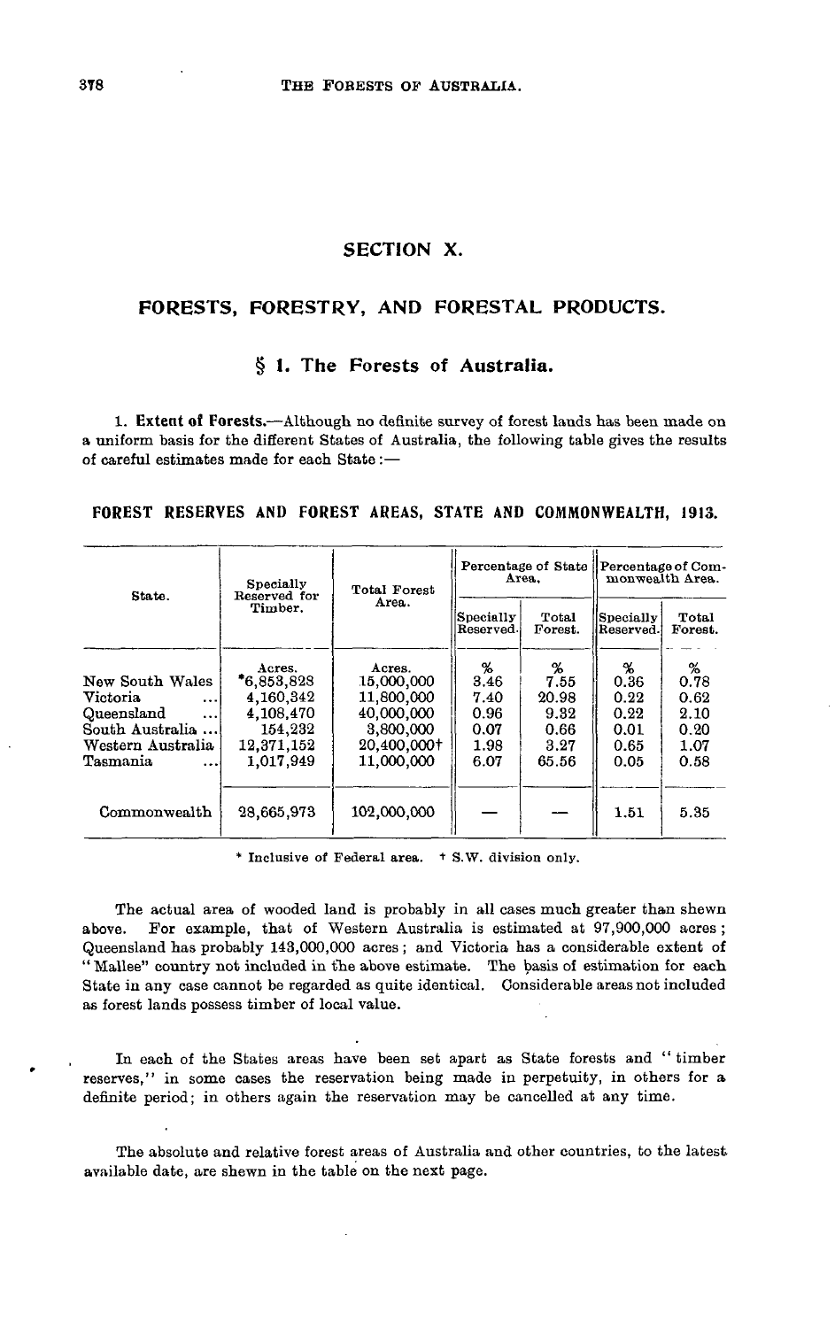# SECTION X.

## FORESTS, FORESTRY, AND FORESTAL PRODUCTS.

### § 1. The Forests of Australia.

1. **Extent of Forests.**—Although no definite survey of forest lands has been made on a uniform basis for the different States of Australia, the following table gives the results of careful estimates made for each State:—

**FOREST RESERVES AND FOREST AREAS, STATE AND COMMONWEALTH, 1913.**

| State. | Specially Reserved for Timber. | Total Forest Area. | Percentage of State Area. | | Percentage of Commonwealth Area. | |
|---|---|---|---|---|---|---|
| | | | Specially Reserved. | Total Forest. | Specially Reserved. | Total Forest. |
| | Acres. | Acres. | % | % | % | % |
| New South Wales | *6,853,828 | 15,000,000 | 3.46 | 7.55 | 0.36 | 0.78 |
| Victoria ... | 4,160,342 | 11,800,000 | 7.40 | 20.98 | 0.22 | 0.62 |
| Queensland ... | 4,108,470 | 40,000,000 | 0.96 | 9.32 | 0.22 | 2.10 |
| South Australia ... | 154,232 | 3,800,000 | 0.07 | 0.66 | 0.01 | 0.20 |
| Western Australia | 12,371,152 | 20,400,000† | 1.98 | 3.27 | 0.65 | 1.07 |
| Tasmania ... | 1,017,949 | 11,000,000 | 6.07 | 65.56 | 0.05 | 0.58 |
| Commonwealth | 28,665,973 | 102,000,000 | — | — | 1.51 | 5.35 |

\* Inclusive of Federal area. † S.W. division only.

The actual area of wooded land is probably in all cases much greater than shewn above. For example, that of Western Australia is estimated at 97,900,000 acres; Queensland has probably 143,000,000 acres; and Victoria has a considerable extent of "Mallee" country not included in the above estimate. The basis of estimation for each State in any case cannot be regarded as quite identical. Considerable areas not included as forest lands possess timber of local value.

In each of the States areas have been set apart as State forests and "timber reserves," in some cases the reservation being made in perpetuity, in others for a definite period; in others again the reservation may be cancelled at any time.

The absolute and relative forest areas of Australia and other countries, to the latest available date, are shewn in the table on the next page.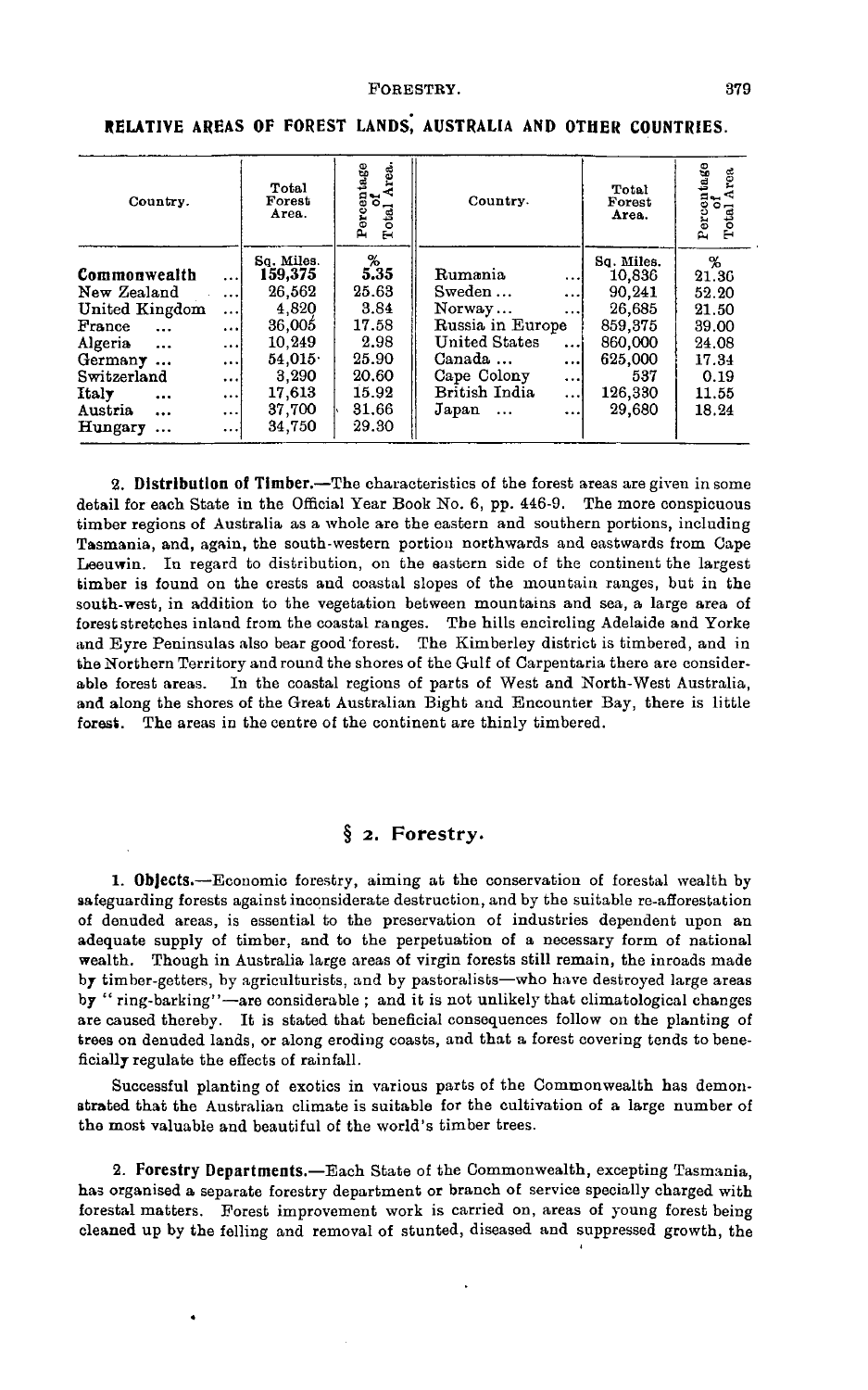## RELATIVE AREAS OF FOREST LANDS, AUSTRALIA AND OTHER COUNTRIES.

| Country. | Total Forest Area. | Percentage of Total Area. | Country. | Total Forest Area. | Percentage of Total Area. |
|---|---|---|---|---|---|
| | Sq. Miles. | % | | Sq. Miles. | % |
| **Commonwealth** ... | **159,375** | **5.35** | Rumania ... | 10,836 | 21.36 |
| New Zealand ... | 26,562 | 25.63 | Sweden ... ... | 90,241 | 52.20 |
| United Kingdom ... | 4,820 | 3.84 | Norway... ... | 26,685 | 21.50 |
| France ... ... | 36,005 | 17.58 | Russia in Europe | 859,375 | 39.00 |
| Algeria ... ... | 10,249 | 2.98 | United States ... | 860,000 | 24.08 |
| Germany ... ... | 54,015 | 25.90 | Canada ... ... | 625,000 | 17.34 |
| Switzerland ... | 3,290 | 20.60 | Cape Colony ... | 537 | 0.19 |
| Italy ... ... | 17,613 | 15.92 | British India ... | 126,330 | 11.55 |
| Austria ... ... | 37,700 | 31.66 | Japan ... ... | 29,680 | 18.24 |
| Hungary ... ... | 34,750 | 29.30 | | | |

2. **Distribution of Timber.**—The characteristics of the forest areas are given in some detail for each State in the Official Year Book No. 6, pp. 446-9. The more conspicuous timber regions of Australia as a whole are the eastern and southern portions, including Tasmania, and, again, the south-western portion northwards and eastwards from Cape Leeuwin. In regard to distribution, on the eastern side of the continent the largest timber is found on the crests and coastal slopes of the mountain ranges, but in the south-west, in addition to the vegetation between mountains and sea, a large area of forest stretches inland from the coastal ranges. The hills encircling Adelaide and Yorke and Eyre Peninsulas also bear good forest. The Kimberley district is timbered, and in the Northern Territory and round the shores of the Gulf of Carpentaria there are considerable forest areas. In the coastal regions of parts of West and North-West Australia, and along the shores of the Great Australian Bight and Encounter Bay, there is little forest. The areas in the centre of the continent are thinly timbered.

## § 2. Forestry.

1. **Objects.**—Economic forestry, aiming at the conservation of forestal wealth by safeguarding forests against inconsiderate destruction, and by the suitable re-afforestation of denuded areas, is essential to the preservation of industries dependent upon an adequate supply of timber, and to the perpetuation of a necessary form of national wealth. Though in Australia large areas of virgin forests still remain, the inroads made by timber-getters, by agriculturists, and by pastoralists—who have destroyed large areas by "ring-barking"—are considerable; and it is not unlikely that climatological changes are caused thereby. It is stated that beneficial consequences follow on the planting of trees on denuded lands, or along eroding coasts, and that a forest covering tends to beneficially regulate the effects of rainfall.

Successful planting of exotics in various parts of the Commonwealth has demonstrated that the Australian climate is suitable for the cultivation of a large number of the most valuable and beautiful of the world's timber trees.

2. **Forestry Departments.**—Each State of the Commonwealth, excepting Tasmania, has organised a separate forestry department or branch of service specially charged with forestal matters. Forest improvement work is carried on, areas of young forest being cleaned up by the felling and removal of stunted, diseased and suppressed growth, the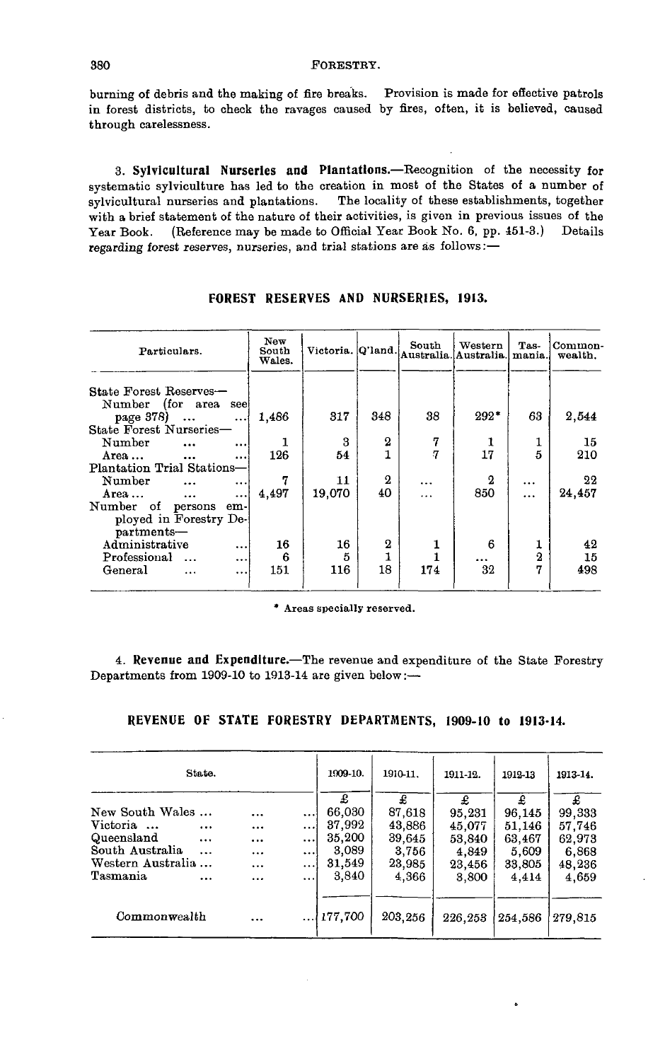burning of debris and the making of fire breaks. Provision is made for effective patrols in forest districts, to check the ravages caused by fires, often, it is believed, caused through carelessness.

3. **Sylvicultural Nurseries and Plantations.**—Recognition of the necessity for systematic sylviculture has led to the creation in most of the States of a number of sylvicultural nurseries and plantations. The locality of these establishments, together with a brief statement of the nature of their activities, is given in previous issues of the Year Book. (Reference may be made to Official Year Book No. 6, pp. 451-3.) Details regarding forest reserves, nurseries, and trial stations are as follows:—

### FOREST RESERVES AND NURSERIES, 1913.

| Particulars. | New South Wales. | Victoria. | Q'land. | South Australia. | Western Australia. | Tasmania. | Commonwealth. |
|---|---|---|---|---|---|---|---|
| State Forest Reserves— | | | | | | | |
| Number (for area see page 378) ... | 1,486 | 317 | 348 | 38 | 292* | 63 | 2,544 |
| State Forest Nurseries— | | | | | | | |
| Number ... | 1 | 3 | 2 | 7 | 1 | 1 | 15 |
| Area ... | 126 | 54 | 1 | 7 | 17 | 5 | 210 |
| Plantation Trial Stations— | | | | | | | |
| Number ... | 7 | 11 | 2 | ... | 2 | ... | 22 |
| Area ... | 4,497 | 19,070 | 40 | ... | 850 | ... | 24,457 |
| Number of persons employed in Forestry Departments— | | | | | | | |
| Administrative ... | 16 | 16 | 2 | 1 | 6 | 1 | 42 |
| Professional ... | 6 | 5 | 1 | 1 | ... | 2 | 15 |
| General ... | 151 | 116 | 18 | 174 | 32 | 7 | 498 |

\* Areas specially reserved.

4. **Revenue and Expenditure.**—The revenue and expenditure of the State Forestry Departments from 1909-10 to 1913-14 are given below:—

### REVENUE OF STATE FORESTRY DEPARTMENTS, 1909-10 to 1913-14.

| State. | 1909-10. | 1910-11. | 1911-12. | 1912-13 | 1913-14. |
|---|---|---|---|---|---|
| | £ | £ | £ | £ | £ |
| New South Wales ... | 66,030 | 87,618 | 95,231 | 96,145 | 99,333 |
| Victoria ... | 37,992 | 43,886 | 45,077 | 51,146 | 57,746 |
| Queensland ... | 35,200 | 39,645 | 53,840 | 63,467 | 62,973 |
| South Australia ... | 3,089 | 3,756 | 4,849 | 5,609 | 6,868 |
| Western Australia ... | 31,549 | 23,985 | 23,456 | 33,805 | 48,236 |
| Tasmania ... | 3,840 | 4,366 | 3,800 | 4,414 | 4,659 |
| Commonwealth ... | 177,700 | 203,256 | 226,253 | 254,586 | 279,815 |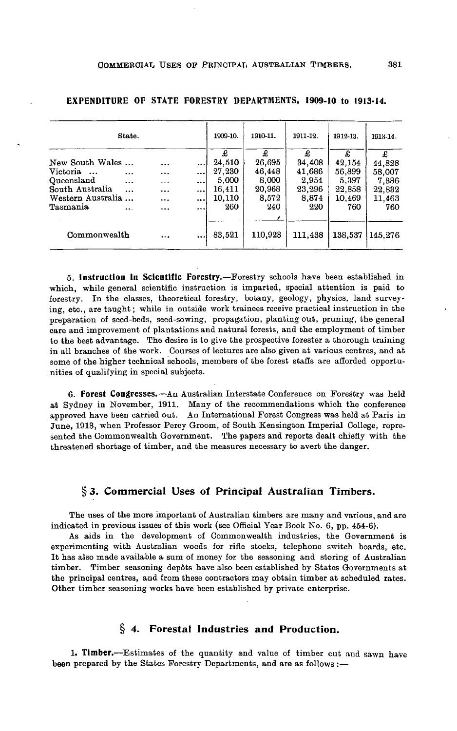**EXPENDITURE OF STATE FORESTRY DEPARTMENTS, 1909-10 to 1913-14.**

| State. | 1909-10. | 1910-11. | 1911-12. | 1912-13. | 1913-14. |
|---|---|---|---|---|---|
| | £ | £ | £ | £ | £ |
| New South Wales ... | 24,510 | 26,695 | 34,408 | 42,154 | 44,828 |
| Victoria ... | 27,230 | 46,448 | 41,686 | 56,899 | 58,007 |
| Queensland ... | 5,000 | 8,000 | 2,954 | 5,397 | 7,386 |
| South Australia ... | 16,411 | 20,968 | 23,296 | 22,858 | 22,832 |
| Western Australia ... | 10,110 | 8,572 | 8,874 | 10,469 | 11,463 |
| Tasmania ... | 260 | 240 | 220 | 760 | 760 |
| Commonwealth ... | 83,521 | 110,923 | 111,438 | 138,537 | 145,276 |

5. **Instruction in Scientific Forestry.**—Forestry schools have been established in which, while general scientific instruction is imparted, special attention is paid to forestry. In the classes, theoretical forestry, botany, geology, physics, land surveying, etc., are taught; while in outside work trainees receive practical instruction in the preparation of seed-beds, seed-sowing, propagation, planting out, pruning, the general care and improvement of plantations and natural forests, and the employment of timber to the best advantage. The desire is to give the prospective forester a thorough training in all branches of the work. Courses of lectures are also given at various centres, and at some of the higher technical schools, members of the forest staffs are afforded opportunities of qualifying in special subjects.

6. **Forest Congresses.**—An Australian Interstate Conference on Forestry was held at Sydney in November, 1911. Many of the recommendations which the conference approved have been carried out. An International Forest Congress was held at Paris in June, 1913, when Professor Percy Groom, of South Kensington Imperial College, represented the Commonwealth Government. The papers and reports dealt chiefly with the threatened shortage of timber, and the measures necessary to avert the danger.

## § 3. Commercial Uses of Principal Australian Timbers.

The uses of the more important of Australian timbers are many and various, and are indicated in previous issues of this work (see Official Year Book No. 6, pp. 454-6).

As aids in the development of Commonwealth industries, the Government is experimenting with Australian woods for rifle stocks, telephone switch boards, etc. It has also made available a sum of money for the seasoning and storing of Australian timber. Timber seasoning depôts have also been established by States Governments at the principal centres, and from these contractors may obtain timber at scheduled rates. Other timber seasoning works have been established by private enterprise.

## § 4. Forestal Industries and Production.

1. **Timber.**—Estimates of the quantity and value of timber cut and sawn have been prepared by the States Forestry Departments, and are as follows :—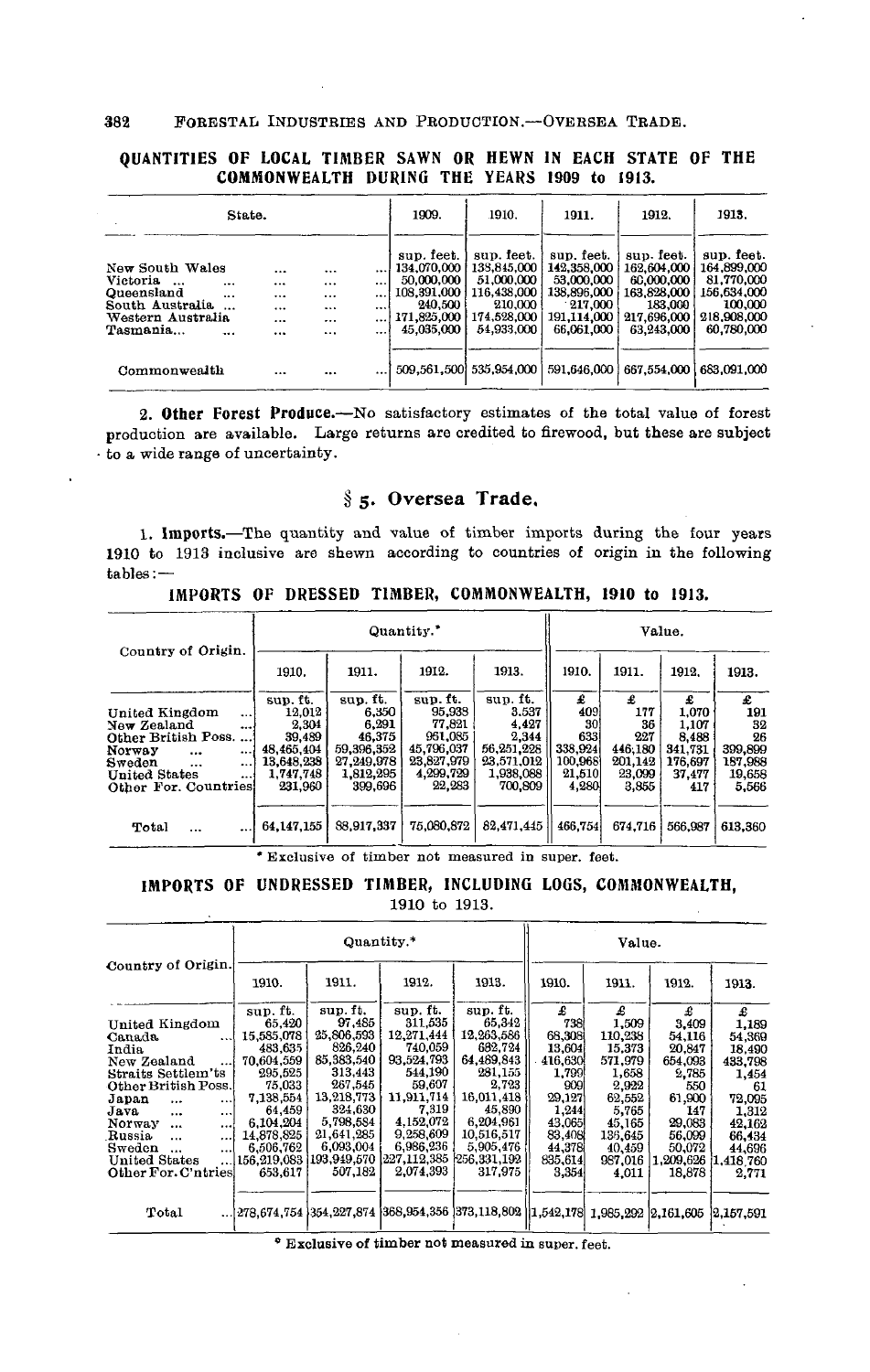### QUANTITIES OF LOCAL TIMBER SAWN OR HEWN IN EACH STATE OF THE COMMONWEALTH DURING THE YEARS 1909 to 1913.

| State. | 1909. | 1910. | 1911. | 1912. | 1913. |
|---|---|---|---|---|---|
| | sup. feet. | sup. feet. | sup. feet. | sup. feet. | sup. feet. |
| New South Wales ... ... ... | 134,070,000 | 138,845,000 | 142,358,000 | 162,604,000 | 164,899,000 |
| Victoria ... ... ... ... | 50,000,000 | 51,000,000 | 53,000,000 | 60,000,000 | 81,770,000 |
| Queensland ... ... ... ... | 108,391,000 | 116,438,000 | 138,896,000 | 163,828,000 | 156,634,000 |
| South Australia ... ... ... | 240,500 | 210,000 | 217,000 | 183,000 | 100,000 |
| Western Australia ... ... ... | 171,825,000 | 174,528,000 | 191,114,000 | 217,696,000 | 218,908,000 |
| Tasmania... ... ... ... | 45,035,000 | 54,933,000 | 66,061,000 | 63,243,000 | 60,780,000 |
| Commonwealth ... ... ... | 509,561,500 | 535,954,000 | 591,646,000 | 667,554,000 | 683,091,000 |

2. **Other Forest Produce.**—No satisfactory estimates of the total value of forest production are available. Large returns are credited to firewood, but these are subject to a wide range of uncertainty.

## § 5. Oversea Trade.

1. **Imports.**—The quantity and value of timber imports during the four years 1910 to 1913 inclusive are shewn according to countries of origin in the following tables:—

### IMPORTS OF DRESSED TIMBER, COMMONWEALTH, 1910 to 1913.

| Country of Origin. | Quantity.* | | | | Value. | | | |
|---|---|---|---|---|---|---|---|---|
| | 1910. | 1911. | 1912. | 1913. | 1910. | 1911. | 1912. | 1913. |
| | sup. ft. | sup. ft. | sup. ft. | sup. ft. | £ | £ | £ | £ |
| United Kingdom ... | 12,012 | 6,350 | 95,938 | 3,537 | 409 | 177 | 1,070 | 191 |
| New Zealand ... | 2,304 | 6,291 | 77,821 | 4,427 | 30 | 36 | 1,107 | 32 |
| Other British Poss. ... | 39,489 | 46,375 | 961,085 | 2,344 | 633 | 227 | 8,488 | 26 |
| Norway ... ... | 48,465,404 | 59,396,352 | 45,796,037 | 56,251,226 | 338,924 | 446,180 | 341,731 | 399,899 |
| Sweden ... ... | 13,648,238 | 27,249,978 | 23,827,979 | 23,571,012 | 100,968 | 201,142 | 176,697 | 187,988 |
| United States ... | 1,747,748 | 1,812,295 | 4,299,729 | 1,938,088 | 21,510 | 23,099 | 37,477 | 19,658 |
| Other For. Countries | 231,960 | 399,696 | 22,283 | 700,809 | 4,280 | 3,855 | 417 | 5,566 |
| Total ... ... | 64,147,155 | 88,917,337 | 75,080,872 | 82,471,445 | 466,754 | 674,716 | 566,987 | 613,360 |

\* Exclusive of timber not measured in super. feet.

### IMPORTS OF UNDRESSED TIMBER, INCLUDING LOGS, COMMONWEALTH, 1910 to 1913.

| Country of Origin. | Quantity.* | | | | Value. | | | |
|---|---|---|---|---|---|---|---|---|
| | 1910. | 1911. | 1912. | 1913. | 1910. | 1911. | 1912. | 1913. |
| | sup. ft. | sup. ft. | sup. ft. | sup. ft. | £ | £ | £ | £ |
| United Kingdom | 65,420 | 97,485 | 311,535 | 65,342 | 738 | 1,509 | 3,409 | 1,189 |
| Canada ... | 15,585,078 | 25,806,593 | 12,271,444 | 12,263,586 | 68,308 | 110,238 | 54,116 | 54,369 |
| India | 483,635 | 826,240 | 740,059 | 682,724 | 13,604 | 15,373 | 20,847 | 18,490 |
| New Zealand ... | 70,604,559 | 85,383,540 | 93,524,793 | 64,489,843 | 416,630 | 571,979 | 654,093 | 433,798 |
| Straits Settlem'ts | 295,525 | 313,443 | 544,190 | 281,155 | 1,799 | 1,658 | 2,785 | 1,454 |
| Other British Poss. | 75,033 | 267,545 | 59,607 | 2,723 | 909 | 2,922 | 550 | 61 |
| Japan ... ... | 7,138,554 | 13,218,773 | 11,911,714 | 16,011,418 | 29,127 | 62,552 | 61,900 | 72,095 |
| Java ... ... | 64,459 | 324,630 | 7,319 | 45,890 | 1,244 | 5,765 | 147 | 1,312 |
| Norway ... ... | 6,104,204 | 5,798,584 | 4,152,072 | 6,204,961 | 43,065 | 45,165 | 29,083 | 42,162 |
| Russia ... ... | 14,878,825 | 21,641,285 | 9,258,609 | 10,516,517 | 83,408 | 136,645 | 56,099 | 66,434 |
| Sweden ... ... | 6,506,762 | 6,093,004 | 6,986,236 | 5,905,476 | 44,378 | 40,459 | 50,072 | 44,696 |
| United States ... | 156,219,083 | 193,949,570 | 227,112,385 | 256,331,192 | 835,614 | 987,016 | 1,209,626 | 1,418,760 |
| Other For. C'ntries | 653,617 | 507,182 | 2,074,393 | 317,975 | 3,354 | 4,011 | 18,878 | 2,771 |
| Total ... | 278,674,754 | 354,227,874 | 368,954,356 | 373,118,802 | 1,542,178 | 1,985,292 | 2,161,605 | 2,157,591 |

\* Exclusive of timber not measured in super. feet.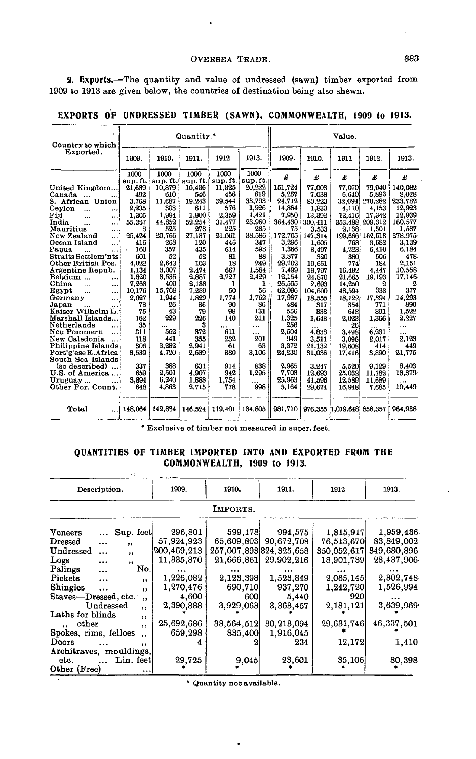**2. Exports.**—The quantity and value of undressed (sawn) timber exported from 1909 to 1913 are given below, the countries of destination being also shewn.

## EXPORTS OF UNDRESSED TIMBER (SAWN), COMMONWEALTH, 1909 to 1913.

| Country to which Exported. | Quantity.* | | | | | Value. | | | | |
|---|---|---|---|---|---|---|---|---|---|---|
| | 1909. | 1910. | 1911. | 1912 | 1913. | 1909. | 1910. | 1911. | 1912. | 1913. |
| | 1000 sup. ft. | 1000 sup. ft. | 1000 sup. ft. | 1000 sup. ft. | 1000 sup. ft. | £ | £ | £ | £ | £ |
| United Kingdom... | 21,689 | 10,879 | 10,436 | 11,325 | 20,222 | 151,724 | 77,003 | 77,070 | 79,940 | 140,082 |
| Canada ... | 492 | 610 | 546 | 456 | 619 | 5,267 | 7,038 | 6,640 | 5,893 | 8,028 |
| S. African Union | 3,768 | 11,687 | 19,243 | 39,544 | 33,793 | 24,712 | 80,223 | 32,094 | 270,282 | 233,782 |
| Ceylon ... | 2,235 | 303 | 611 | 576 | 1,926 | 14,864 | 1,833 | 4,110 | 4,153 | 12,923 |
| Fiji ... | 1,305 | 1,994 | 1,900 | 2,359 | 1,421 | 7,950 | 13,392 | 12,416 | 17,342 | 12,939 |
| India ... | 55,357 | 44,852 | 52,254 | 31,477 | 23,960 | 364,430 | 300,411 | 353,488 | 209,312 | 160,577 |
| Mauritius ... | 8 | 525 | 278 | 225 | 235 | 75 | 3,533 | 2,138 | 1,501 | 1,587 |
| New Zealand ... | 25,424 | 20,766 | 27,137 | 21,061 | 38,586 | 172,705 | 147,314 | 199,666 | 162,518 | 278,975 |
| Ocean Island ... | 416 | 268 | 120 | 446 | 347 | 3,296 | 1,605 | 768 | 3,682 | 3,139 |
| Papua ... | 160 | 357 | 435 | 614 | 598 | 1,366 | 3,497 | 4,223 | 6,410 | 6,184 |
| Straits Settlem'nts | 601 | 52 | 52 | 81 | 88 | 3,877 | 320 | 380 | 506 | 478 |
| Other British Pos. | 4,022 | 2,643 | 103 | 18 | 249 | 29,702 | 19,651 | 774 | 184 | 2,151 |
| Argentine Repub. | 1,134 | 3,007 | 2,474 | 667 | 1,584 | 7,499 | 19,797 | 16,492 | 4,447 | 10,558 |
| Belgium ... | 1,820 | 3,535 | 2,887 | 2,727 | 2,429 | 12,154 | 24,870 | 21,665 | 19,193 | 17,146 |
| China ... | 7,263 | 409 | 2,138 | 1 | 1 | 26,595 | 2,693 | 14,250 | 2 | 2 |
| Egypt ... | 10,176 | 15,708 | 7,289 | 50 | 56 | 62,096 | 104,600 | 48,594 | 333 | 377 |
| Germany ... | 2,027 | 1,944 | 1,829 | 1,774 | 1,762 | 17,987 | 18,555 | 18,122 | 17,394 | 14,293 |
| Japan ... | 73 | 26 | 36 | 90 | 86 | 484 | 317 | 354 | 771 | 890 |
| Kaiser Wilhelm L. | 75 | 43 | 79 | 98 | 131 | 556 | 333 | 648 | 891 | 1,522 |
| Marshall Islands... | 162 | 229 | 226 | 140 | 211 | 1,325 | 1,643 | 2,023 | 1,366 | 2,227 |
| Netherlands ... | 35 | ... | 3 | ... | ... | 256 | ... | 26 | ... | ... |
| Neu Pommern ... | 311 | 562 | 372 | 611 | ... | 2,504 | 4,838 | 3,498 | 6,231 | ... |
| New Caledonia ... | 118 | 441 | 355 | 232 | 201 | 949 | 3,511 | 3,096 | 2,017 | 2,123 |
| Philippine Islands | 306 | 3,282 | 2,941 | 61 | 63 | 3,372 | 21,132 | 19,608 | 414 | 449 |
| Port'g'ese E.Africa | 3,539 | 4,720 | 2,639 | 380 | 3,106 | 24,230 | 31,036 | 17,416 | 3,890 | 21,775 |
| South Sea Islands (so described) ... | 337 | 388 | 631 | 914 | 838 | 2,965 | 3,247 | 5,520 | 9,129 | 8,403 |
| U.S. of America ... | 659 | 2,501 | 4,907 | 942 | 1,295 | 7,703 | 12,693 | 25,032 | 11,182 | 13,379 |
| Uruguay ... | 3,894 | 6,240 | 1,888 | 1,754 | ... | 25,963 | 41,596 | 12,589 | 11,689 | ... |
| Other For. Count. | 648 | 4,863 | 2,715 | 778 | 998 | 5,164 | 29,674 | 16,948 | 7,685 | 10,449 |
| Total ... | 148,064 | 142,834 | 146,524 | 119,401 | 134,805 | 981,770 | 976,355 | 1,019,648 | 858,357 | 964,938 |

\* Exclusive of timber not measured in super. feet.

## QUANTITIES OF TIMBER IMPORTED INTO AND EXPORTED FROM THE COMMONWEALTH, 1909 to 1913.

| Description. | | 1909. | 1910. | 1911. | 1912. | 1913. |
|---|---|---|---|---|---|---|
| IMPORTS. | | | | | | |
| Veneers ... | Sup. feet | 296,801 | 599,178 | 994,575 | 1,815,917 | 1,959,436 |
| Dressed ... | " | 57,924,923 | 65,609,803 | 90,672,708 | 76,513,670 | 83,849,002 |
| Undressed ... | " | 200,469,213 | 257,007,893 | 324,325,658 | 350,052,617 | 349,680,896 |
| Logs ... | " | 11,335,870 | 21,666,861 | 29,902,216 | 18,901,739 | 23,437,906 |
| Palings ... | No. | ... | ... | ... | ... | ... |
| Pickets ... | " | 1,226,082 | 2,123,398 | 1,523,849 | 2,065,145 | 2,302,748 |
| Shingles ... | " | 1,270,476 | 690,710 | 937,270 | 1,242,720 | 1,526,994 |
| Staves—Dressed, etc. | " | 4,600 | 600 | 5,440 | 920 | ... |
| Undressed | " | 2,390,888 | 3,929,063 | 3,363,457 | 2,181,121 | 3,639,969 |
| Laths for blinds | " | * | * | * | * | * |
| " other | " | 25,692,686 | 38,564,512 | 30,213,094 | 29,631,746 | 46,337,501 |
| Spokes, rims, felloes | " | 659,298 | 835,400 | 1,916,045 | * | * |
| Doors ... | " | 4 | 2 | 234 | 12,172 | 1,410 |
| Architraves, mouldings, etc. ... | Lin. feet | 29,725 | 9,045 | 23,601 | 35,106 | 80,398 |
| Other (Free) | ... | * | * | * | * | * |

\* Quantity not available.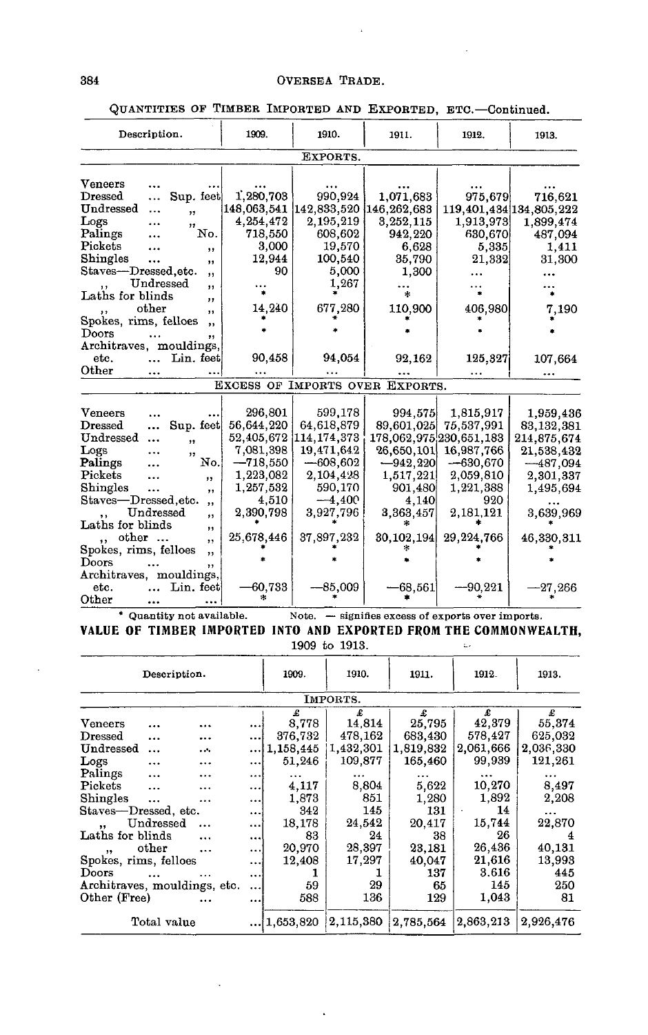QUANTITIES OF TIMBER IMPORTED AND EXPORTED, ETC.—Continued.

| Description. | | 1909. | 1910. | 1911. | 1912. | 1913. |
|---|---|---|---|---|---|---|
| **EXPORTS.** | | | | | | |
| Veneers | ... | ... | ... | ... | ... | ... |
| Dressed | Sup. feet | 1,280,703 | 990,924 | 1,071,683 | 975,679 | 716,621 |
| Undressed | ,, | 148,063,541 | 142,833,520 | 146,262,683 | 119,401,434 | 134,805,222 |
| Logs | ,, | 4,254,472 | 2,195,219 | 3,252,115 | 1,913,973 | 1,899,474 |
| Palings | No. | 718,550 | 608,602 | 942,220 | 630,670 | 487,094 |
| Pickets | ,, | 3,000 | 19,570 | 6,628 | 5,335 | 1,411 |
| Shingles | ,, | 12,944 | 100,540 | 35,790 | 21,332 | 31,300 |
| Staves—Dressed, etc. | ,, | 90 | 5,000 | 1,300 | ... | ... |
| ,, Undressed | ,, | ... | 1,267 | ... | ... | ... |
| Laths for blinds | ,, | * | * | * | * | * |
| ,, other | ,, | 14,240 | 677,280 | 110,900 | 406,980 | 7,190 |
| Spokes, rims, felloes | ,, | * | * | * | * | * |
| Doors | ,, | * | * | * | * | * |
| Architraves, mouldings, etc. | Lin. feet | 90,458 | 94,054 | 92,162 | 125,327 | 107,664 |
| Other | ... | ... | ... | ... | ... | ... |
| **EXCESS OF IMPORTS OVER EXPORTS.** | | | | | | |
| Veneers | ... | 296,801 | 599,178 | 994,575 | 1,815,917 | 1,959,436 |
| Dressed | Sup. feet | 56,644,220 | 64,618,879 | 89,601,025 | 75,537,991 | 83,132,381 |
| Undressed | ,, | 52,405,672 | 114,174,373 | 178,062,975 | 230,651,183 | 214,875,674 |
| Logs | ,, | 7,081,398 | 19,471,642 | 26,650,101 | 16,987,766 | 21,538,432 |
| Palings | No. | —718,550 | —608,602 | —942,220 | —630,670 | —487,094 |
| Pickets | ,, | 1,223,082 | 2,104,428 | 1,517,221 | 2,059,810 | 2,301,337 |
| Shingles | ,, | 1,257,532 | 590,170 | 901,480 | 1,221,388 | 1,495,694 |
| Staves—Dressed, etc. | ,, | 4,510 | —4,400 | 4,140 | 920 | ... |
| ,, Undressed | ,, | 2,390,798 | 3,927,796 | 3,363,457 | 2,181,121 | 3,639,969 |
| Laths for blinds | ,, | * | * | * | * | * |
| ,, other ... | ,, | 25,678,446 | 37,897,232 | 30,102,194 | 29,224,766 | 46,330,311 |
| Spokes, rims, felloes | ,, | * | * | * | * | * |
| Doors | ,, | * | * | * | * | * |
| Architraves, mouldings, etc. | Lin. feet | —60,733 | —85,009 | —68,561 | —90,221 | —27,266 |
| Other | ... | * | * | * | * | * |

\* Quantity not available. Note. — signifies excess of exports over imports.

## VALUE OF TIMBER IMPORTED INTO AND EXPORTED FROM THE COMMONWEALTH, 1909 to 1913.

| Description. | 1909. | 1910. | 1911. | 1912. | 1913. |
|---|---|---|---|---|---|
| **IMPORTS.** | | | | | |
| | £ | £ | £ | £ | £ |
| Veneers | 8,778 | 14,814 | 25,795 | 42,379 | 55,374 |
| Dressed | 376,732 | 478,162 | 683,430 | 578,427 | 625,032 |
| Undressed | 1,158,445 | 1,432,301 | 1,819,832 | 2,061,666 | 2,036,330 |
| Logs | 51,246 | 109,877 | 165,460 | 99,939 | 121,261 |
| Palings | ... | ... | ... | ... | ... |
| Pickets | 4,117 | 8,804 | 5,622 | 10,270 | 8,497 |
| Shingles | 1,873 | 851 | 1,280 | 1,892 | 2,208 |
| Staves—Dressed, etc. | 342 | 145 | 131 | 14 | ... |
| ,, Undressed | 18,178 | 24,542 | 20,417 | 15,744 | 22,870 |
| Laths for blinds | 83 | 24 | 38 | 26 | 4 |
| ,, other | 20,970 | 28,397 | 23,181 | 26,436 | 40,131 |
| Spokes, rims, felloes | 12,408 | 17,297 | 40,047 | 21,616 | 13,993 |
| Doors | 1 | 1 | 137 | 3,616 | 445 |
| Architraves, mouldings, etc. | 59 | 29 | 65 | 145 | 250 |
| Other (Free) | 588 | 136 | 129 | 1,043 | 81 |
| Total value | 1,653,820 | 2,115,380 | 2,785,564 | 2,863,213 | 2,926,476 |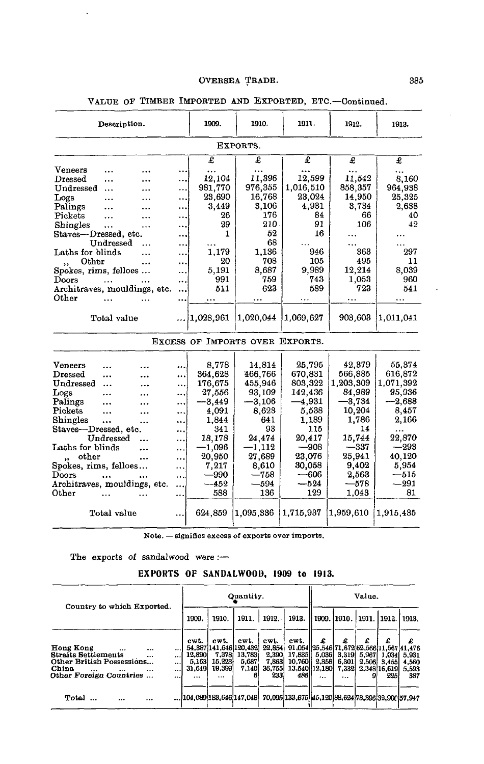VALUE OF TIMBER IMPORTED AND EXPORTED, ETC.—Continued.

| Description. | 1909. | 1910. | 1911. | 1912. | 1913. |
|---|---|---|---|---|---|
| **EXPORTS.** | | | | | |
| | £ | £ | £ | £ | £ |
| Veneers | ... | ... | ... | ... | ... |
| Dressed | 12,104 | 11,396 | 12,599 | 11,542 | 8,160 |
| Undressed | 981,770 | 976,355 | 1,016,510 | 858,357 | 964,938 |
| Logs | 23,690 | 16,768 | 23,024 | 14,950 | 25,325 |
| Palings | 3,449 | 3,106 | 4,931 | 3,734 | 2,688 |
| Pickets | 26 | 176 | 84 | 66 | 40 |
| Shingles | 29 | 210 | 91 | 106 | 42 |
| Staves—Dressed, etc. | 1 | 52 | 16 | ... | ... |
| Undressed | ... | 68 | ... | ... | ... |
| Laths for blinds | 1,179 | 1,136 | 946 | 363 | 297 |
| ,, Other | 20 | 708 | 105 | 495 | 11 |
| Spokes, rims, felloes ... | 5,191 | 8,687 | 9,989 | 12,214 | 8,039 |
| Doors | 991 | 759 | 743 | 1,053 | 960 |
| Architraves, mouldings, etc. | 511 | 623 | 589 | 723 | 541 |
| Other | ... | ... | ... | ... | ... |
| Total value | 1,028,961 | 1,020,044 | 1,069,627 | 903,603 | 1,011,041 |
| **EXCESS OF IMPORTS OVER EXPORTS.** | | | | | |
| Veneers | 8,778 | 14,814 | 25,795 | 42,379 | 55,374 |
| Dressed | 364,628 | 466,766 | 670,831 | 566,885 | 616,872 |
| Undressed | 176,675 | 455,946 | 803,322 | 1,203,309 | 1,071,392 |
| Logs | 27,556 | 93,109 | 142,436 | 84,989 | 95,936 |
| Palings | —3,449 | —3,106 | —4,931 | —3,734 | —2,688 |
| Pickets | 4,091 | 8,628 | 5,538 | 10,204 | 8,457 |
| Shingles | 1,844 | 641 | 1,189 | 1,786 | 2,166 |
| Staves—Dressed, etc. | 341 | 93 | 115 | 14 | ... |
| Undressed | 18,178 | 24,474 | 20,417 | 15,744 | 22,870 |
| Laths for blinds | —1,096 | —1,112 | —908 | —337 | —293 |
| ,, other | 20,950 | 27,689 | 23,076 | 25,941 | 40,120 |
| Spokes, rims, felloes... | 7,217 | 8,610 | 30,058 | 9,402 | 5,954 |
| Doors | —990 | —758 | —606 | 2,563 | —515 |
| Architraves, mouldings, etc. | —452 | —594 | —524 | —578 | —291 |
| Other | 588 | 136 | 129 | 1,043 | 81 |
| Total value | 624,859 | 1,095,336 | 1,715,937 | 1,959,610 | 1,915,435 |

Note. — signifies excess of exports over imports.

The exports of sandalwood were :—

## EXPORTS OF SANDALWOOD, 1909 to 1913.

| Country to which Exported. | Quantity. | | | | | Value. | | | | |
|---|---|---|---|---|---|---|---|---|---|---|
| | 1909. | 1910. | 1911. | 1912. | 1913. | 1909. | 1910. | 1911. | 1912. | 1913. |
| | cwt. | cwt. | cwt. | cwt. | cwt. | £ | £ | £ | £ | £ |
| Hong Kong | 54,387 | 141,646 | 120,432 | 22,854 | 91,054 | 25,546 | 71,672 | 62,566 | 11,567 | 41,476 |
| Straits Settlements | 12,890 | 7,378 | 13,783 | 2,390 | 17,835 | 5,036 | 3,319 | 5,967 | 1,034 | 5,931 |
| Other British Possessions... | 5,163 | 15,223 | 5,687 | 7,863 | 10,760 | 2,358 | 6,301 | 2,506 | 3,455 | 4,560 |
| China | 31,649 | 19,399 | 7,140 | 36,755 | 13,540 | 12,180 | 7,332 | 2,348 | 16,619 | 5,593 |
| Other Foreign Countries ... | ... | ... | 6 | 233 | 486 | ... | ... | 9 | 225 | 387 |
| Total ... | 104,089 | 183,646 | 147,048 | 70,095 | 133,675 | 45,120 | 88,624 | 73,396 | 32,900 | 57,947 |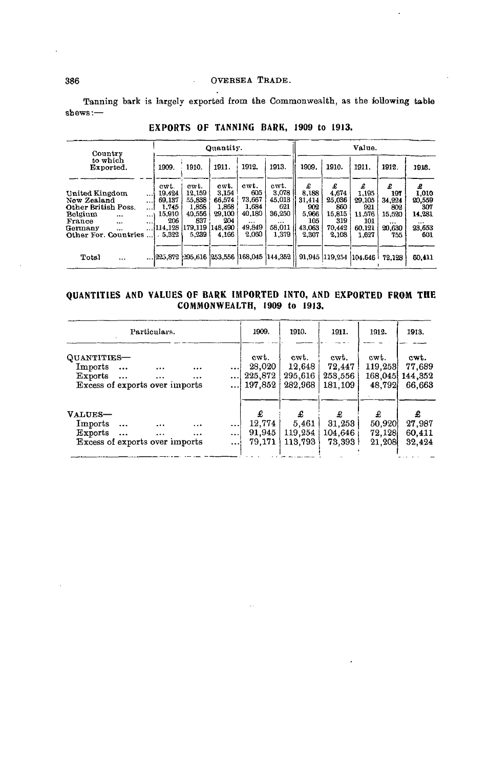Tanning bark is largely exported from the Commonwealth, as the following table shews:—

## EXPORTS OF TANNING BARK, 1909 to 1913.

| Country to which Exported. | Quantity. | | | | | Value. | | | | |
|---|---|---|---|---|---|---|---|---|---|---|
| | 1909. | 1910. | 1911. | 1912. | 1913. | 1909. | 1910. | 1911. | 1912. | 1913. |
| | cwt. | cwt. | cwt. | cwt. | cwt. | £ | £ | £ | £ | £ |
| United Kingdom ... | 19,424 | 12,159 | 3,154 | 605 | 3,078 | 8,188 | 4,674 | 1,195 | 197 | 1,010 |
| New Zealand ... | 69,137 | 55,838 | 66,574 | 73,667 | 45,013 | 31,414 | 25,036 | 29,105 | 34,224 | 20,559 |
| Other British Poss. ... | 1,745 | 1,855 | 1,868 | 1,684 | 621 | 902 | 860 | 921 | 802 | 307 |
| Belgium ... ... | 15,910 | 40,556 | 29,100 | 40,180 | 36,250 | 5,966 | 15,815 | 11,576 | 15,520 | 14,281 |
| France ... ... | 206 | 837 | 204 | ... | ... | 105 | 319 | 101 | ... | ... |
| Germany ... ... | 114,128 | 179,119 | 148,490 | 49,849 | 58,011 | 43,063 | 70,442 | 60,121 | 20,630 | 23,653 |
| Other For. Countries ... | 5,322 | 5,239 | 4,166 | 2,060 | 1,379 | 2,307 | 2,108 | 1,627 | 755 | 601 |
| Total ... ... | 225,872 | 295,616 | 253,556 | 168,045 | 144,352 | 91,945 | 119,254 | 104,646 | 72,128 | 60,411 |

## QUANTITIES AND VALUES OF BARK IMPORTED INTO, AND EXPORTED FROM THE COMMONWEALTH, 1909 to 1913.

| Particulars. | 1909. | 1910. | 1911. | 1912. | 1913. |
|---|---|---|---|---|---|
| QUANTITIES— | cwt. | cwt. | cwt. | cwt. | cwt. |
| Imports ... ... ... ... | 28,020 | 12,648 | 72,447 | 119,253 | 77,689 |
| Exports ... ... ... ... | 225,872 | 295,616 | 253,556 | 168,045 | 144,352 |
| Excess of exports over imports ... | 197,852 | 282,968 | 181,109 | 48,792 | 66,663 |
| VALUES— | £ | £ | £ | £ | £ |
| Imports ... ... ... ... | 12,774 | 5,461 | 31,253 | 50,920 | 27,987 |
| Exports ... ... ... ... | 91,945 | 119,254 | 104,646 | 72,128 | 60,411 |
| Excess of exports over imports ... | 79,171 | 113,793 | 73,393 | 21,208 | 32,424 |